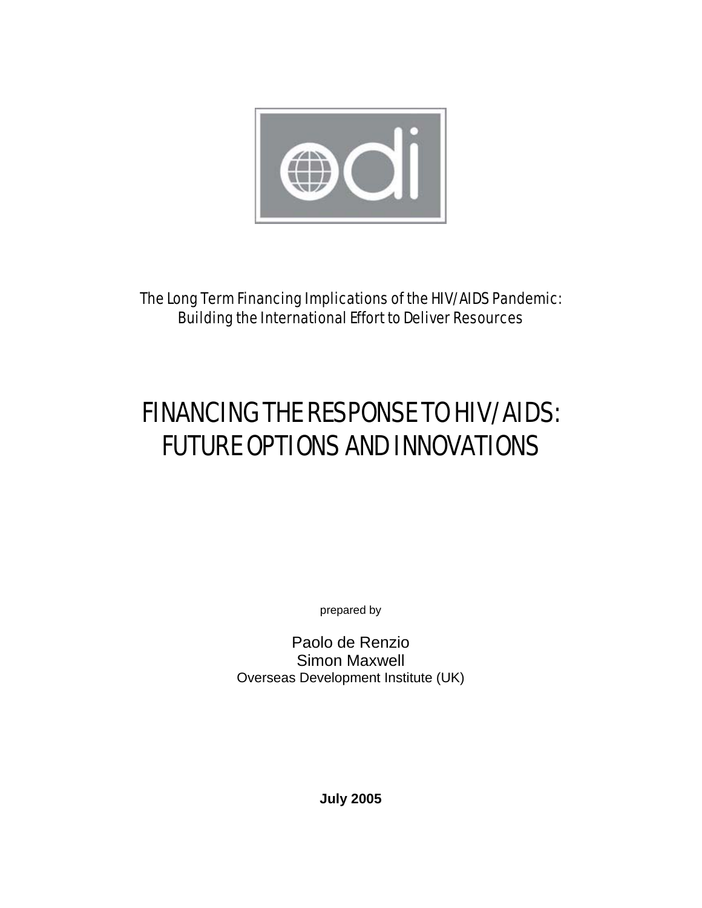The Long Term Financing Implications of the HIV/AIDS Pandemic:
Building the International Effort to Deliver Resources

# FINANCING THE RESPONSE TO HIV/AIDS: FUTURE OPTIONS AND INNOVATIONS

prepared by

Paolo de Renzio
Simon Maxwell
Overseas Development Institute (UK)

**July 2005**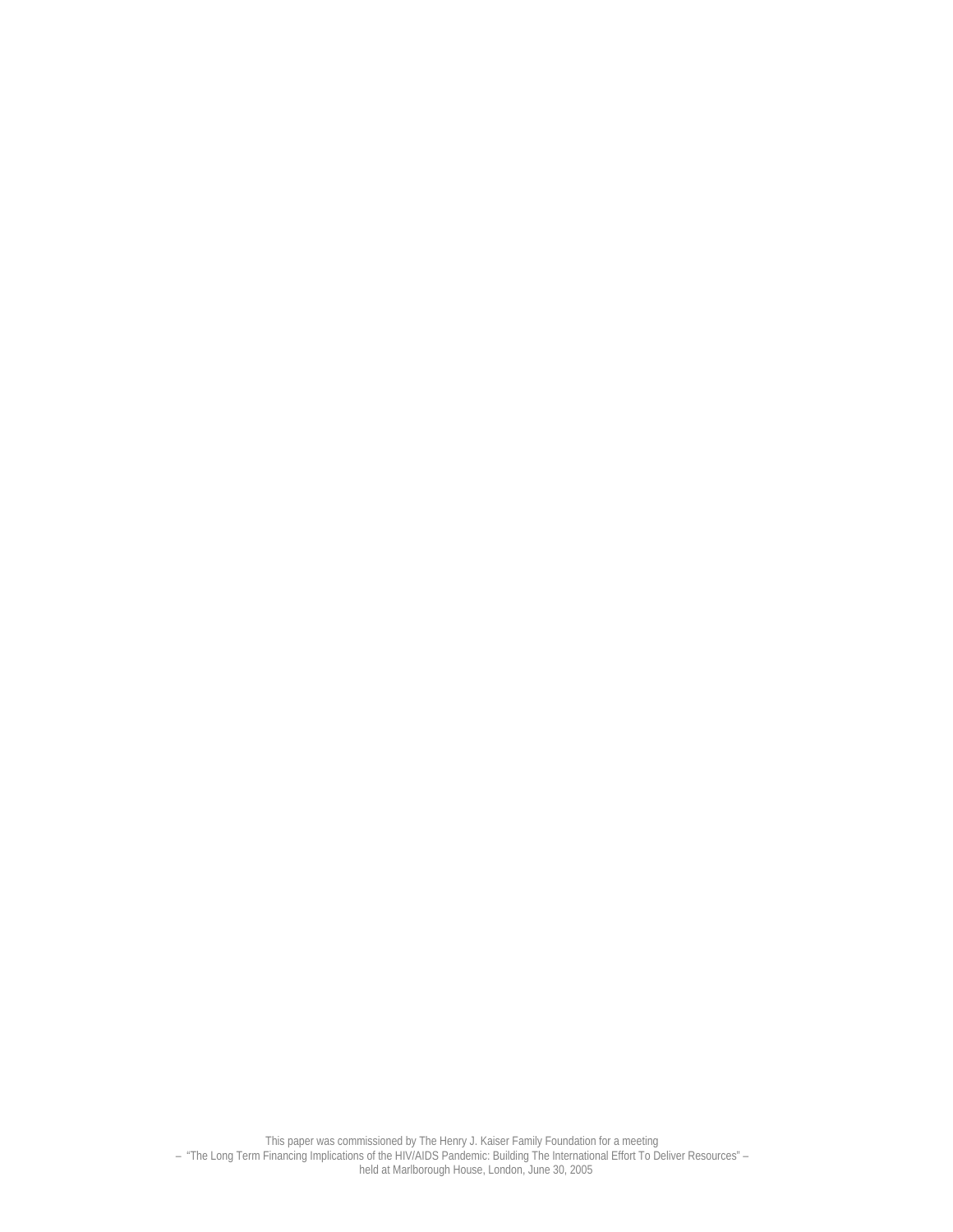This paper was commissioned by The Henry J. Kaiser Family Foundation for a meeting
– "The Long Term Financing Implications of the HIV/AIDS Pandemic: Building The International Effort To Deliver Resources" –
held at Marlborough House, London, June 30, 2005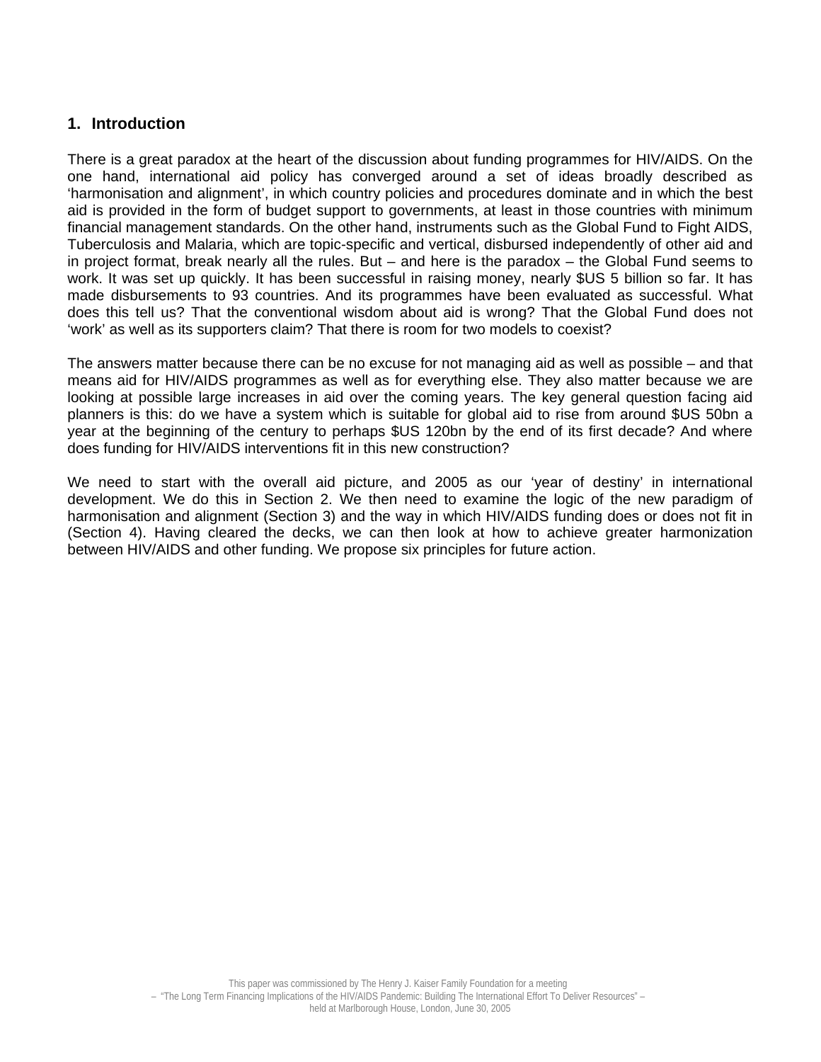## 1. Introduction

There is a great paradox at the heart of the discussion about funding programmes for HIV/AIDS. On the one hand, international aid policy has converged around a set of ideas broadly described as ‘harmonisation and alignment’, in which country policies and procedures dominate and in which the best aid is provided in the form of budget support to governments, at least in those countries with minimum financial management standards. On the other hand, instruments such as the Global Fund to Fight AIDS, Tuberculosis and Malaria, which are topic-specific and vertical, disbursed independently of other aid and in project format, break nearly all the rules. But – and here is the paradox – the Global Fund seems to work. It was set up quickly. It has been successful in raising money, nearly $US 5 billion so far. It has made disbursements to 93 countries. And its programmes have been evaluated as successful. What does this tell us? That the conventional wisdom about aid is wrong? That the Global Fund does not ‘work’ as well as its supporters claim? That there is room for two models to coexist?

The answers matter because there can be no excuse for not managing aid as well as possible – and that means aid for HIV/AIDS programmes as well as for everything else. They also matter because we are looking at possible large increases in aid over the coming years. The key general question facing aid planners is this: do we have a system which is suitable for global aid to rise from around $US 50bn a year at the beginning of the century to perhaps $US 120bn by the end of its first decade? And where does funding for HIV/AIDS interventions fit in this new construction?

We need to start with the overall aid picture, and 2005 as our ‘year of destiny’ in international development. We do this in Section 2. We then need to examine the logic of the new paradigm of harmonisation and alignment (Section 3) and the way in which HIV/AIDS funding does or does not fit in (Section 4). Having cleared the decks, we can then look at how to achieve greater harmonization between HIV/AIDS and other funding. We propose six principles for future action.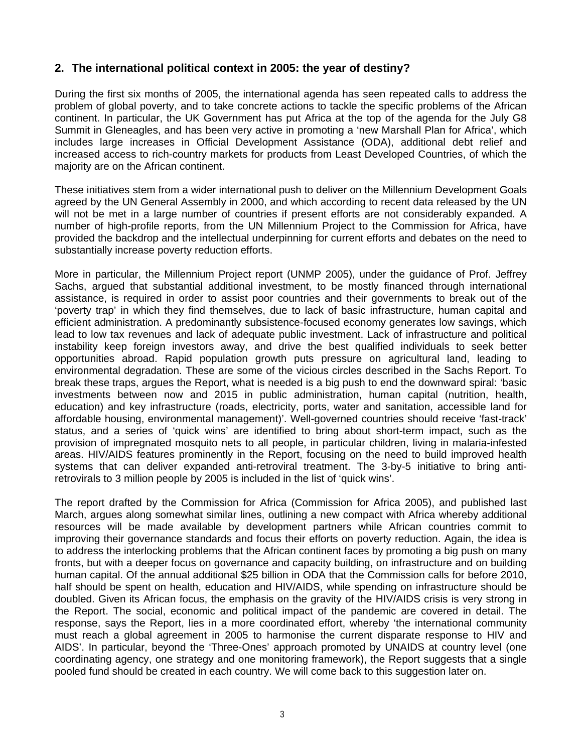## 2. The international political context in 2005: the year of destiny?

During the first six months of 2005, the international agenda has seen repeated calls to address the problem of global poverty, and to take concrete actions to tackle the specific problems of the African continent. In particular, the UK Government has put Africa at the top of the agenda for the July G8 Summit in Gleneagles, and has been very active in promoting a 'new Marshall Plan for Africa', which includes large increases in Official Development Assistance (ODA), additional debt relief and increased access to rich-country markets for products from Least Developed Countries, of which the majority are on the African continent.

These initiatives stem from a wider international push to deliver on the Millennium Development Goals agreed by the UN General Assembly in 2000, and which according to recent data released by the UN will not be met in a large number of countries if present efforts are not considerably expanded. A number of high-profile reports, from the UN Millennium Project to the Commission for Africa, have provided the backdrop and the intellectual underpinning for current efforts and debates on the need to substantially increase poverty reduction efforts.

More in particular, the Millennium Project report (UNMP 2005), under the guidance of Prof. Jeffrey Sachs, argued that substantial additional investment, to be mostly financed through international assistance, is required in order to assist poor countries and their governments to break out of the 'poverty trap' in which they find themselves, due to lack of basic infrastructure, human capital and efficient administration. A predominantly subsistence-focused economy generates low savings, which lead to low tax revenues and lack of adequate public investment. Lack of infrastructure and political instability keep foreign investors away, and drive the best qualified individuals to seek better opportunities abroad. Rapid population growth puts pressure on agricultural land, leading to environmental degradation. These are some of the vicious circles described in the Sachs Report. To break these traps, argues the Report, what is needed is a big push to end the downward spiral: 'basic investments between now and 2015 in public administration, human capital (nutrition, health, education) and key infrastructure (roads, electricity, ports, water and sanitation, accessible land for affordable housing, environmental management)'. Well-governed countries should receive 'fast-track' status, and a series of 'quick wins' are identified to bring about short-term impact, such as the provision of impregnated mosquito nets to all people, in particular children, living in malaria-infested areas. HIV/AIDS features prominently in the Report, focusing on the need to build improved health systems that can deliver expanded anti-retroviral treatment. The 3-by-5 initiative to bring anti-retrovirals to 3 million people by 2005 is included in the list of 'quick wins'.

The report drafted by the Commission for Africa (Commission for Africa 2005), and published last March, argues along somewhat similar lines, outlining a new compact with Africa whereby additional resources will be made available by development partners while African countries commit to improving their governance standards and focus their efforts on poverty reduction. Again, the idea is to address the interlocking problems that the African continent faces by promoting a big push on many fronts, but with a deeper focus on governance and capacity building, on infrastructure and on building human capital. Of the annual additional $25 billion in ODA that the Commission calls for before 2010, half should be spent on health, education and HIV/AIDS, while spending on infrastructure should be doubled. Given its African focus, the emphasis on the gravity of the HIV/AIDS crisis is very strong in the Report. The social, economic and political impact of the pandemic are covered in detail. The response, says the Report, lies in a more coordinated effort, whereby 'the international community must reach a global agreement in 2005 to harmonise the current disparate response to HIV and AIDS'. In particular, beyond the 'Three-Ones' approach promoted by UNAIDS at country level (one coordinating agency, one strategy and one monitoring framework), the Report suggests that a single pooled fund should be created in each country. We will come back to this suggestion later on.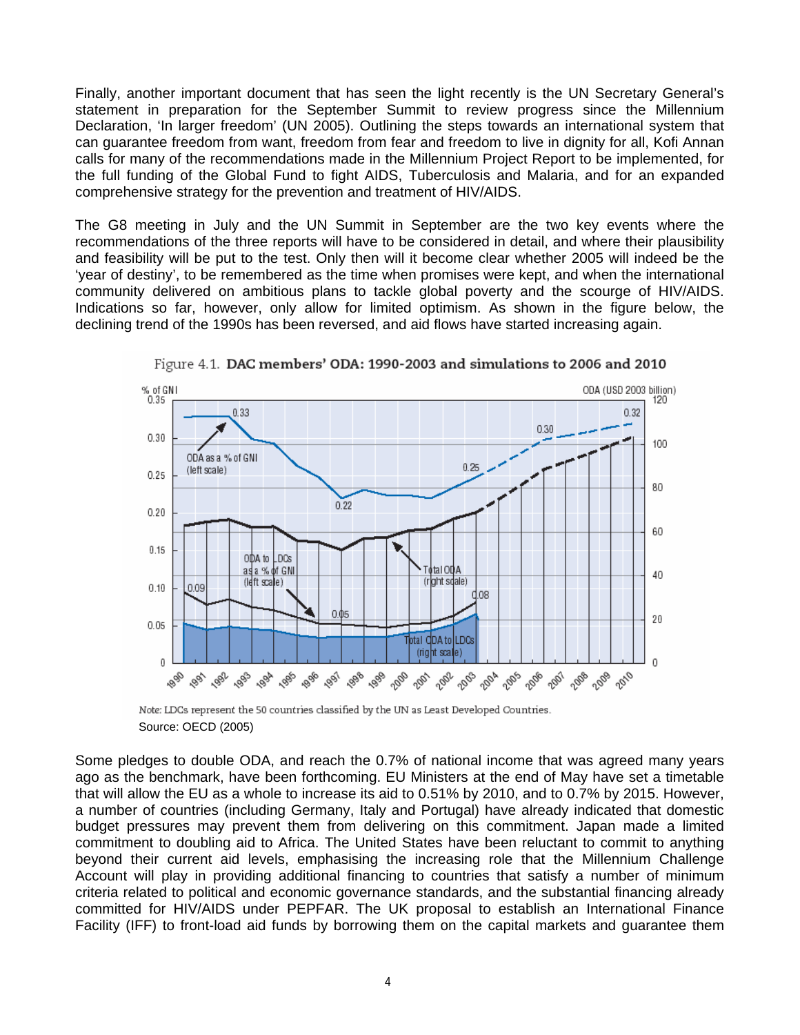Finally, another important document that has seen the light recently is the UN Secretary General's statement in preparation for the September Summit to review progress since the Millennium Declaration, 'In larger freedom' (UN 2005). Outlining the steps towards an international system that can guarantee freedom from want, freedom from fear and freedom to live in dignity for all, Kofi Annan calls for many of the recommendations made in the Millennium Project Report to be implemented, for the full funding of the Global Fund to fight AIDS, Tuberculosis and Malaria, and for an expanded comprehensive strategy for the prevention and treatment of HIV/AIDS.

The G8 meeting in July and the UN Summit in September are the two key events where the recommendations of the three reports will have to be considered in detail, and where their plausibility and feasibility will be put to the test. Only then will it become clear whether 2005 will indeed be the 'year of destiny', to be remembered as the time when promises were kept, and when the international community delivered on ambitious plans to tackle global poverty and the scourge of HIV/AIDS. Indications so far, however, only allow for limited optimism. As shown in the figure below, the declining trend of the 1990s has been reversed, and aid flows have started increasing again.

Figure 4.1. **DAC members' ODA: 1990-2003 and simulations to 2006 and 2010**

Note: LDCs represent the 50 countries classified by the UN as Least Developed Countries.

Source: OECD (2005)

Some pledges to double ODA, and reach the 0.7% of national income that was agreed many years ago as the benchmark, have been forthcoming. EU Ministers at the end of May have set a timetable that will allow the EU as a whole to increase its aid to 0.51% by 2010, and to 0.7% by 2015. However, a number of countries (including Germany, Italy and Portugal) have already indicated that domestic budget pressures may prevent them from delivering on this commitment. Japan made a limited commitment to doubling aid to Africa. The United States have been reluctant to commit to anything beyond their current aid levels, emphasising the increasing role that the Millennium Challenge Account will play in providing additional financing to countries that satisfy a number of minimum criteria related to political and economic governance standards, and the substantial financing already committed for HIV/AIDS under PEPFAR. The UK proposal to establish an International Finance Facility (IFF) to front-load aid funds by borrowing them on the capital markets and guarantee them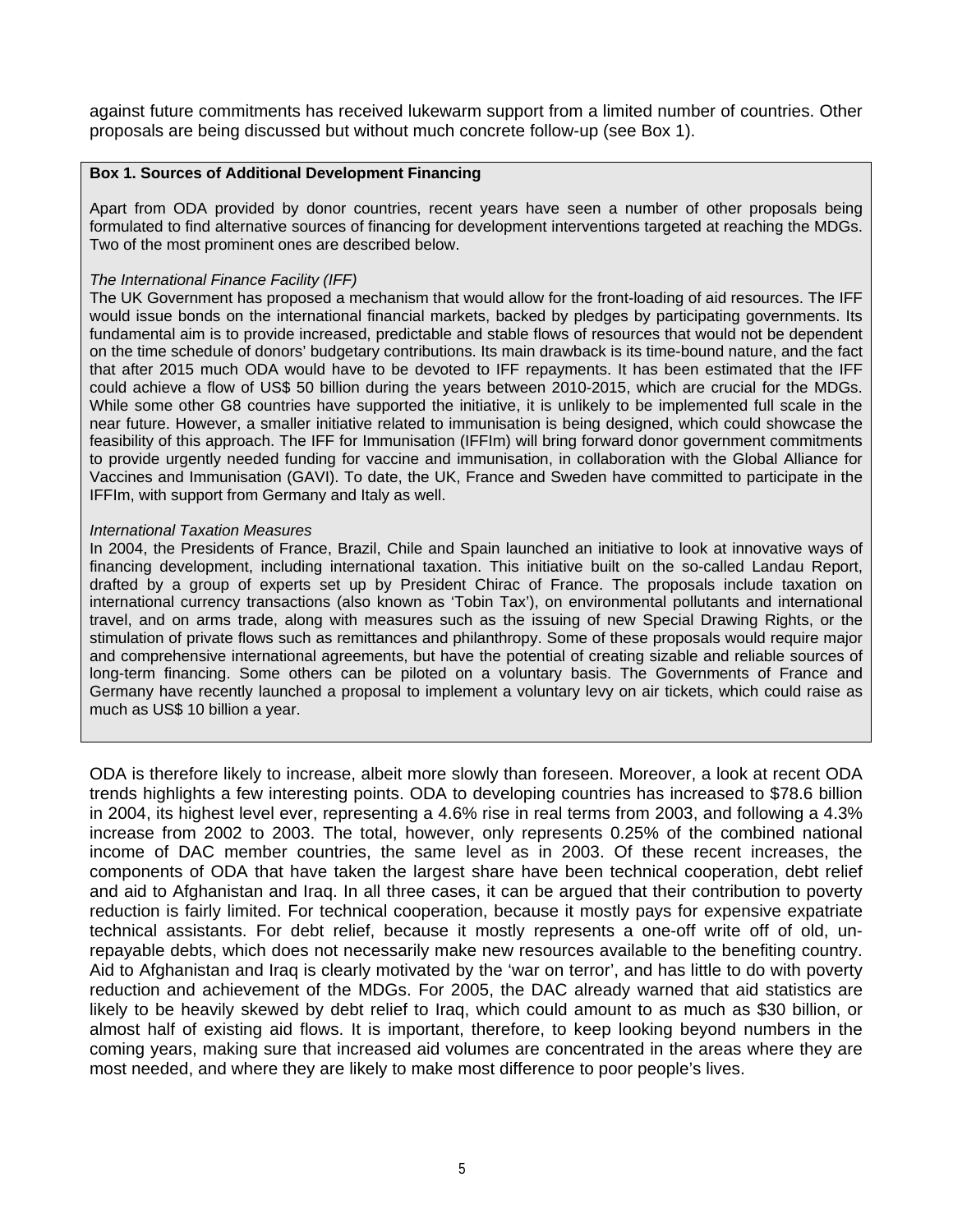against future commitments has received lukewarm support from a limited number of countries. Other proposals are being discussed but without much concrete follow-up (see Box 1).

**Box 1. Sources of Additional Development Financing**

Apart from ODA provided by donor countries, recent years have seen a number of other proposals being formulated to find alternative sources of financing for development interventions targeted at reaching the MDGs. Two of the most prominent ones are described below.

*The International Finance Facility (IFF)*

The UK Government has proposed a mechanism that would allow for the front-loading of aid resources. The IFF would issue bonds on the international financial markets, backed by pledges by participating governments. Its fundamental aim is to provide increased, predictable and stable flows of resources that would not be dependent on the time schedule of donors' budgetary contributions. Its main drawback is its time-bound nature, and the fact that after 2015 much ODA would have to be devoted to IFF repayments. It has been estimated that the IFF could achieve a flow of US$ 50 billion during the years between 2010-2015, which are crucial for the MDGs. While some other G8 countries have supported the initiative, it is unlikely to be implemented full scale in the near future. However, a smaller initiative related to immunisation is being designed, which could showcase the feasibility of this approach. The IFF for Immunisation (IFFIm) will bring forward donor government commitments to provide urgently needed funding for vaccine and immunisation, in collaboration with the Global Alliance for Vaccines and Immunisation (GAVI). To date, the UK, France and Sweden have committed to participate in the IFFIm, with support from Germany and Italy as well.

*International Taxation Measures*

In 2004, the Presidents of France, Brazil, Chile and Spain launched an initiative to look at innovative ways of financing development, including international taxation. This initiative built on the so-called Landau Report, drafted by a group of experts set up by President Chirac of France. The proposals include taxation on international currency transactions (also known as 'Tobin Tax'), on environmental pollutants and international travel, and on arms trade, along with measures such as the issuing of new Special Drawing Rights, or the stimulation of private flows such as remittances and philanthropy. Some of these proposals would require major and comprehensive international agreements, but have the potential of creating sizable and reliable sources of long-term financing. Some others can be piloted on a voluntary basis. The Governments of France and Germany have recently launched a proposal to implement a voluntary levy on air tickets, which could raise as much as US$ 10 billion a year.

ODA is therefore likely to increase, albeit more slowly than foreseen. Moreover, a look at recent ODA trends highlights a few interesting points. ODA to developing countries has increased to $78.6 billion in 2004, its highest level ever, representing a 4.6% rise in real terms from 2003, and following a 4.3% increase from 2002 to 2003. The total, however, only represents 0.25% of the combined national income of DAC member countries, the same level as in 2003. Of these recent increases, the components of ODA that have taken the largest share have been technical cooperation, debt relief and aid to Afghanistan and Iraq. In all three cases, it can be argued that their contribution to poverty reduction is fairly limited. For technical cooperation, because it mostly pays for expensive expatriate technical assistants. For debt relief, because it mostly represents a one-off write off of old, un-repayable debts, which does not necessarily make new resources available to the benefiting country. Aid to Afghanistan and Iraq is clearly motivated by the 'war on terror', and has little to do with poverty reduction and achievement of the MDGs. For 2005, the DAC already warned that aid statistics are likely to be heavily skewed by debt relief to Iraq, which could amount to as much as $30 billion, or almost half of existing aid flows. It is important, therefore, to keep looking beyond numbers in the coming years, making sure that increased aid volumes are concentrated in the areas where they are most needed, and where they are likely to make most difference to poor people's lives.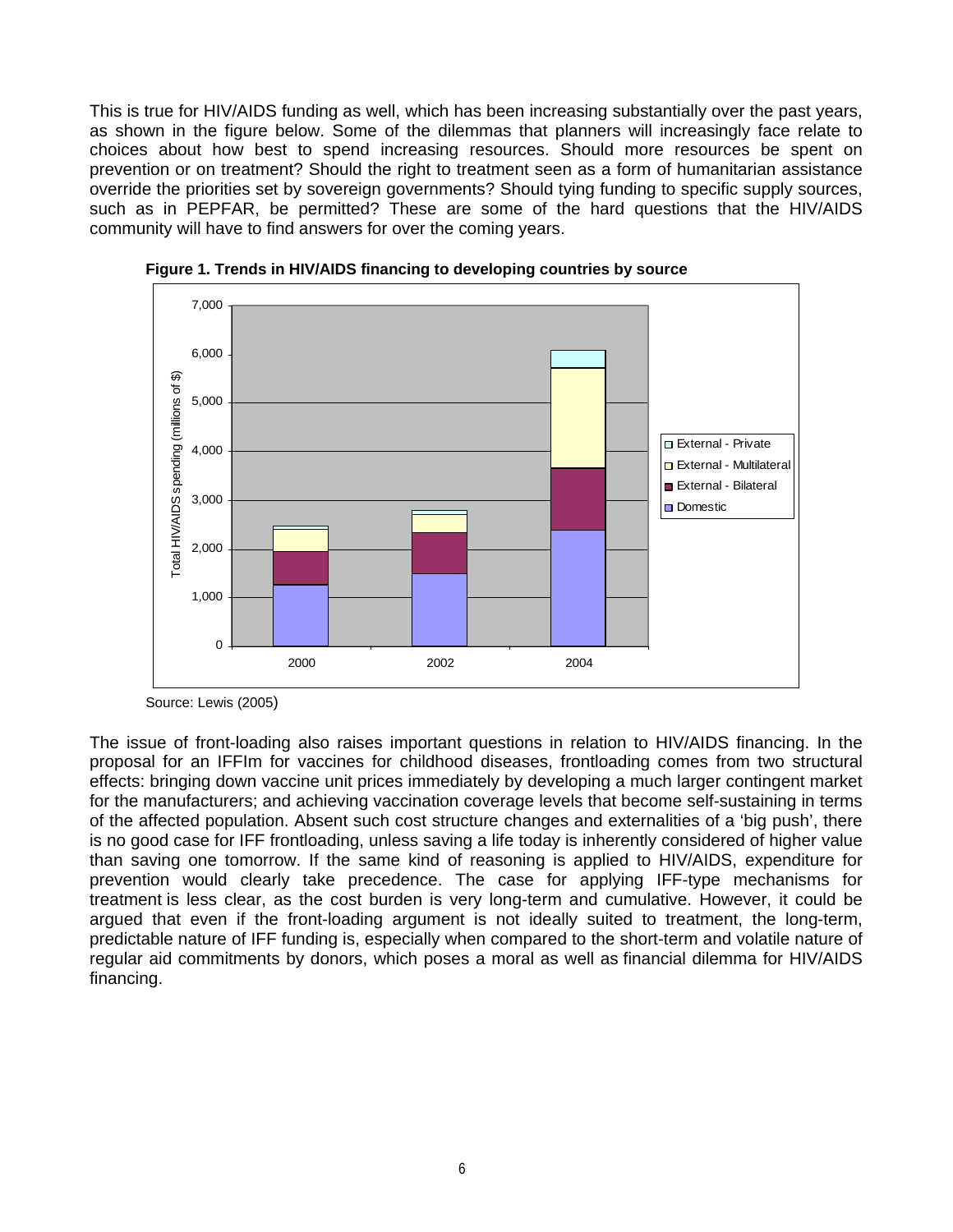This is true for HIV/AIDS funding as well, which has been increasing substantially over the past years, as shown in the figure below. Some of the dilemmas that planners will increasingly face relate to choices about how best to spend increasing resources. Should more resources be spent on prevention or on treatment? Should the right to treatment seen as a form of humanitarian assistance override the priorities set by sovereign governments? Should tying funding to specific supply sources, such as in PEPFAR, be permitted? These are some of the hard questions that the HIV/AIDS community will have to find answers for over the coming years.

**Figure 1. Trends in HIV/AIDS financing to developing countries by source**

Source: Lewis (2005)

The issue of front-loading also raises important questions in relation to HIV/AIDS financing. In the proposal for an IFFIm for vaccines for childhood diseases, frontloading comes from two structural effects: bringing down vaccine unit prices immediately by developing a much larger contingent market for the manufacturers; and achieving vaccination coverage levels that become self-sustaining in terms of the affected population. Absent such cost structure changes and externalities of a 'big push', there is no good case for IFF frontloading, unless saving a life today is inherently considered of higher value than saving one tomorrow. If the same kind of reasoning is applied to HIV/AIDS, expenditure for prevention would clearly take precedence. The case for applying IFF-type mechanisms for treatment is less clear, as the cost burden is very long-term and cumulative. However, it could be argued that even if the front-loading argument is not ideally suited to treatment, the long-term, predictable nature of IFF funding is, especially when compared to the short-term and volatile nature of regular aid commitments by donors, which poses a moral as well as financial dilemma for HIV/AIDS financing.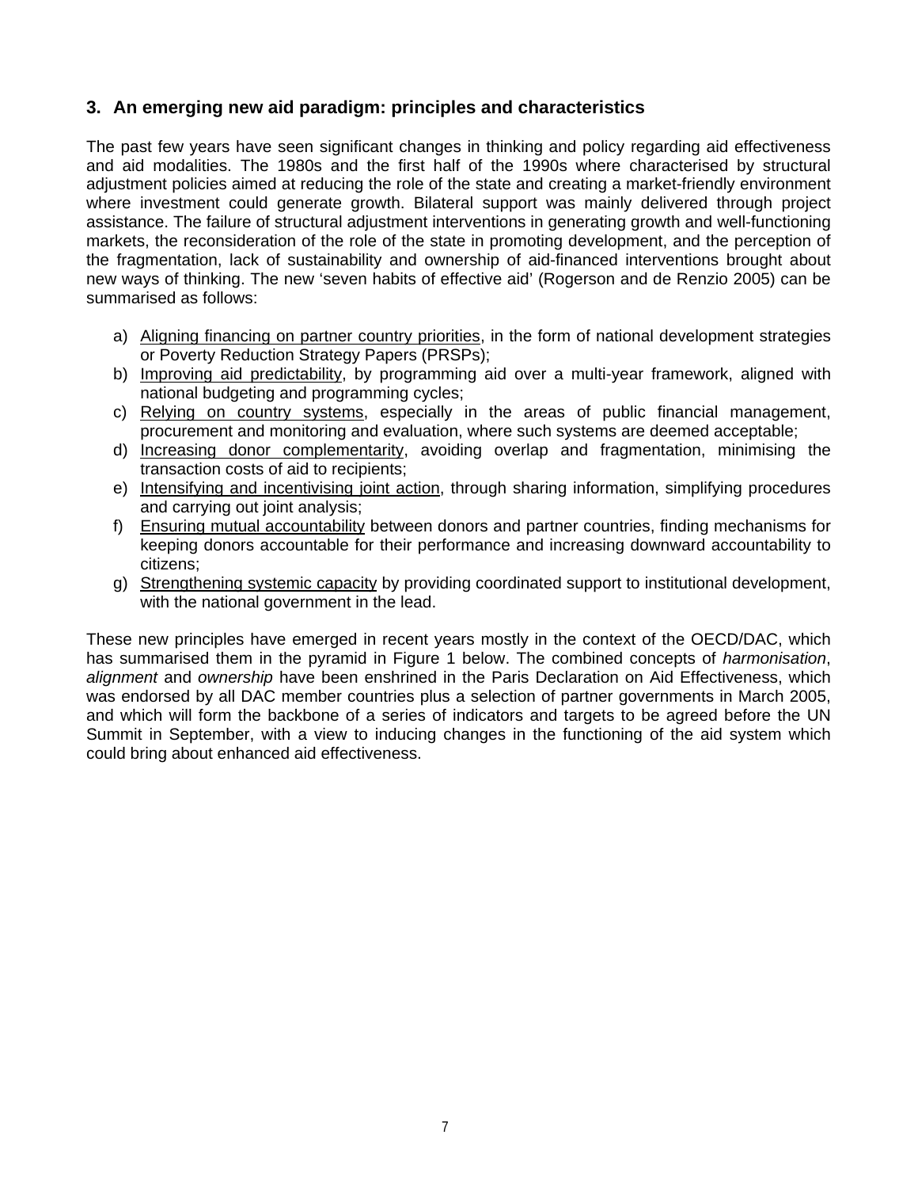## 3. An emerging new aid paradigm: principles and characteristics

The past few years have seen significant changes in thinking and policy regarding aid effectiveness and aid modalities. The 1980s and the first half of the 1990s where characterised by structural adjustment policies aimed at reducing the role of the state and creating a market-friendly environment where investment could generate growth. Bilateral support was mainly delivered through project assistance. The failure of structural adjustment interventions in generating growth and well-functioning markets, the reconsideration of the role of the state in promoting development, and the perception of the fragmentation, lack of sustainability and ownership of aid-financed interventions brought about new ways of thinking. The new 'seven habits of effective aid' (Rogerson and de Renzio 2005) can be summarised as follows:

a) Aligning financing on partner country priorities, in the form of national development strategies or Poverty Reduction Strategy Papers (PRSPs);
b) Improving aid predictability, by programming aid over a multi-year framework, aligned with national budgeting and programming cycles;
c) Relying on country systems, especially in the areas of public financial management, procurement and monitoring and evaluation, where such systems are deemed acceptable;
d) Increasing donor complementarity, avoiding overlap and fragmentation, minimising the transaction costs of aid to recipients;
e) Intensifying and incentivising joint action, through sharing information, simplifying procedures and carrying out joint analysis;
f) Ensuring mutual accountability between donors and partner countries, finding mechanisms for keeping donors accountable for their performance and increasing downward accountability to citizens;
g) Strengthening systemic capacity by providing coordinated support to institutional development, with the national government in the lead.

These new principles have emerged in recent years mostly in the context of the OECD/DAC, which has summarised them in the pyramid in Figure 1 below. The combined concepts of *harmonisation*, *alignment* and *ownership* have been enshrined in the Paris Declaration on Aid Effectiveness, which was endorsed by all DAC member countries plus a selection of partner governments in March 2005, and which will form the backbone of a series of indicators and targets to be agreed before the UN Summit in September, with a view to inducing changes in the functioning of the aid system which could bring about enhanced aid effectiveness.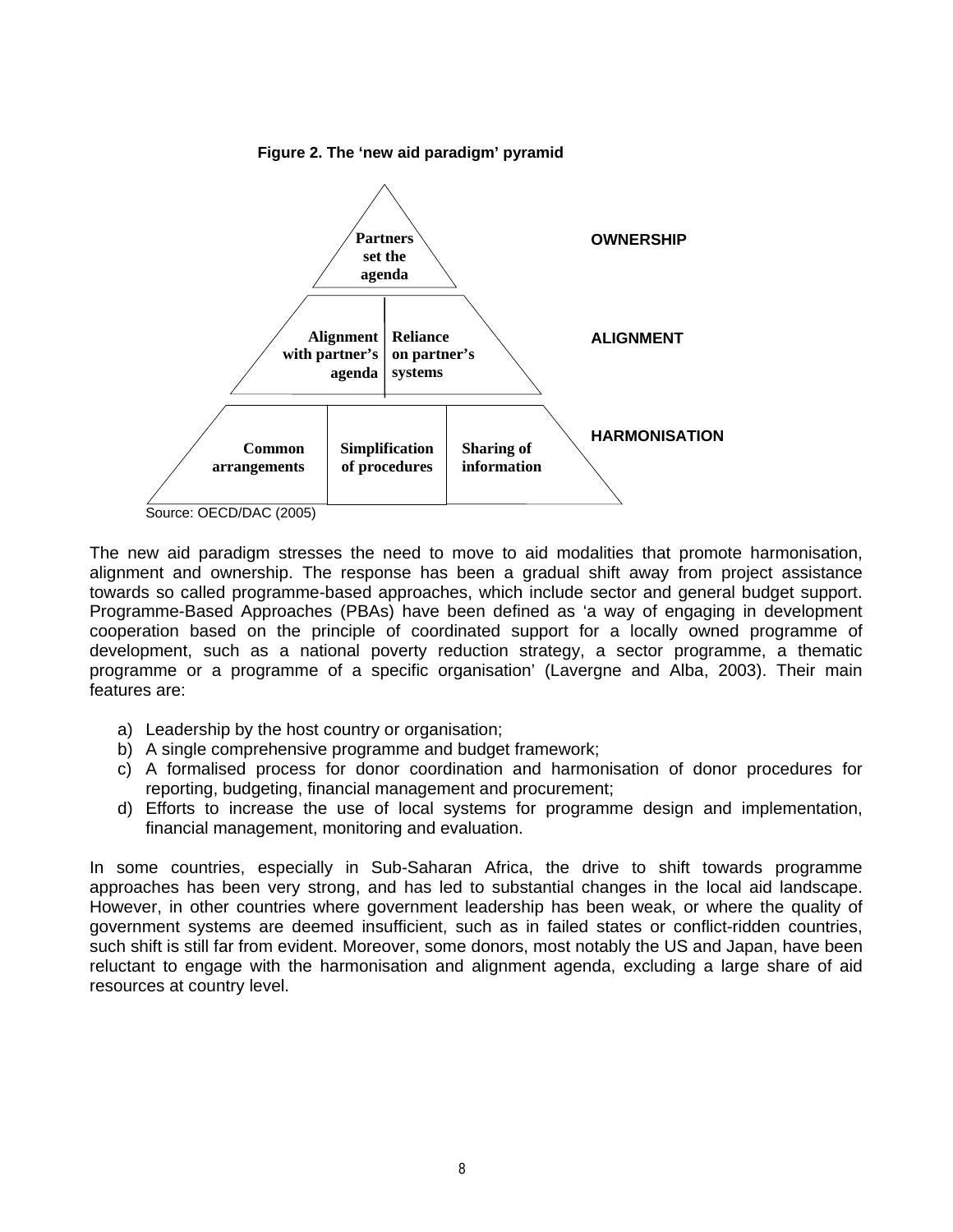**Figure 2. The 'new aid paradigm' pyramid**

| Pyramid level | Components |
| --- | --- |
| OWNERSHIP | Partners set the agenda |
| ALIGNMENT | Alignment with partner's agenda; Reliance on partner's systems |
| HARMONISATION | Common arrangements; Simplification of procedures; Sharing of information |

Source: OECD/DAC (2005)

The new aid paradigm stresses the need to move to aid modalities that promote harmonisation, alignment and ownership. The response has been a gradual shift away from project assistance towards so called programme-based approaches, which include sector and general budget support. Programme-Based Approaches (PBAs) have been defined as 'a way of engaging in development cooperation based on the principle of coordinated support for a locally owned programme of development, such as a national poverty reduction strategy, a sector programme, a thematic programme or a programme of a specific organisation' (Lavergne and Alba, 2003). Their main features are:

a) Leadership by the host country or organisation;
b) A single comprehensive programme and budget framework;
c) A formalised process for donor coordination and harmonisation of donor procedures for reporting, budgeting, financial management and procurement;
d) Efforts to increase the use of local systems for programme design and implementation, financial management, monitoring and evaluation.

In some countries, especially in Sub-Saharan Africa, the drive to shift towards programme approaches has been very strong, and has led to substantial changes in the local aid landscape. However, in other countries where government leadership has been weak, or where the quality of government systems are deemed insufficient, such as in failed states or conflict-ridden countries, such shift is still far from evident. Moreover, some donors, most notably the US and Japan, have been reluctant to engage with the harmonisation and alignment agenda, excluding a large share of aid resources at country level.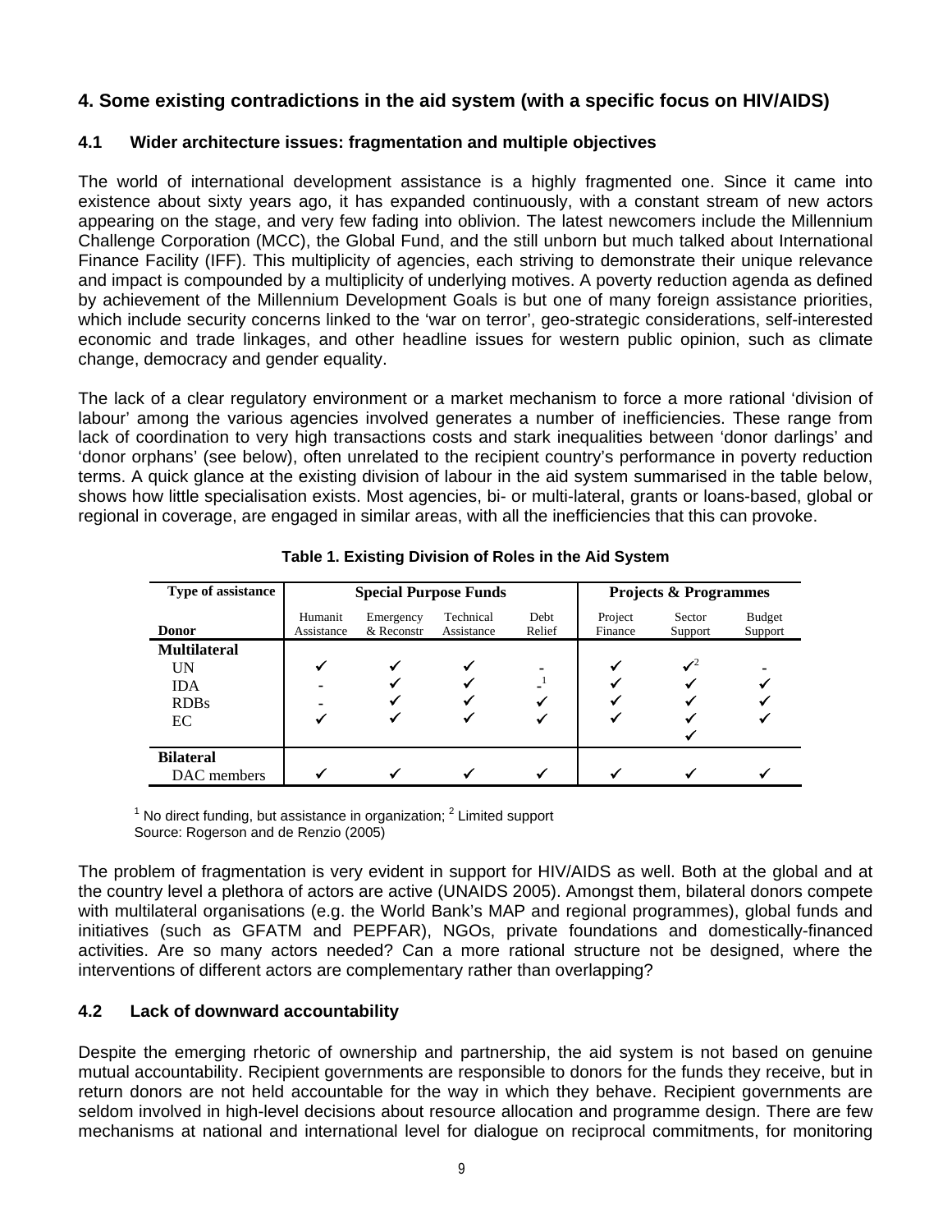## 4. Some existing contradictions in the aid system (with a specific focus on HIV/AIDS)

### 4.1 Wider architecture issues: fragmentation and multiple objectives

The world of international development assistance is a highly fragmented one. Since it came into existence about sixty years ago, it has expanded continuously, with a constant stream of new actors appearing on the stage, and very few fading into oblivion. The latest newcomers include the Millennium Challenge Corporation (MCC), the Global Fund, and the still unborn but much talked about International Finance Facility (IFF). This multiplicity of agencies, each striving to demonstrate their unique relevance and impact is compounded by a multiplicity of underlying motives. A poverty reduction agenda as defined by achievement of the Millennium Development Goals is but one of many foreign assistance priorities, which include security concerns linked to the 'war on terror', geo-strategic considerations, self-interested economic and trade linkages, and other headline issues for western public opinion, such as climate change, democracy and gender equality.

The lack of a clear regulatory environment or a market mechanism to force a more rational 'division of labour' among the various agencies involved generates a number of inefficiencies. These range from lack of coordination to very high transactions costs and stark inequalities between 'donor darlings' and 'donor orphans' (see below), often unrelated to the recipient country's performance in poverty reduction terms. A quick glance at the existing division of labour in the aid system summarised in the table below, shows how little specialisation exists. Most agencies, bi- or multi-lateral, grants or loans-based, global or regional in coverage, are engaged in similar areas, with all the inefficiencies that this can provoke.

**Table 1. Existing Division of Roles in the Aid System**

| Type of assistance | Special Purpose Funds | | | | Projects & Programmes | | |
|---|---|---|---|---|---|---|---|
| **Donor** | Humanit Assistance | Emergency & Reconstr | Technical Assistance | Debt Relief | Project Finance | Sector Support | Budget Support |
| **Multilateral** | | | | | | | |
| UN | ✓ | ✓ | ✓ | - | ✓ | ✓[2] | - |
| IDA | - | ✓ | ✓ | -[1] | ✓ | ✓ | ✓ |
| RDBs | - | ✓ | ✓ | ✓ | ✓ | ✓ | ✓ |
| EC | ✓ | ✓ | ✓ | ✓ | ✓ | ✓ | ✓ |
| | | | | | | ✓ | |
| **Bilateral** | | | | | | | |
| DAC members | ✓ | ✓ | ✓ | ✓ | ✓ | ✓ | ✓ |

[1] No direct funding, but assistance in organization; [2] Limited support
Source: Rogerson and de Renzio (2005)

The problem of fragmentation is very evident in support for HIV/AIDS as well. Both at the global and at the country level a plethora of actors are active (UNAIDS 2005). Amongst them, bilateral donors compete with multilateral organisations (e.g. the World Bank's MAP and regional programmes), global funds and initiatives (such as GFATM and PEPFAR), NGOs, private foundations and domestically-financed activities. Are so many actors needed? Can a more rational structure not be designed, where the interventions of different actors are complementary rather than overlapping?

### 4.2 Lack of downward accountability

Despite the emerging rhetoric of ownership and partnership, the aid system is not based on genuine mutual accountability. Recipient governments are responsible to donors for the funds they receive, but in return donors are not held accountable for the way in which they behave. Recipient governments are seldom involved in high-level decisions about resource allocation and programme design. There are few mechanisms at national and international level for dialogue on reciprocal commitments, for monitoring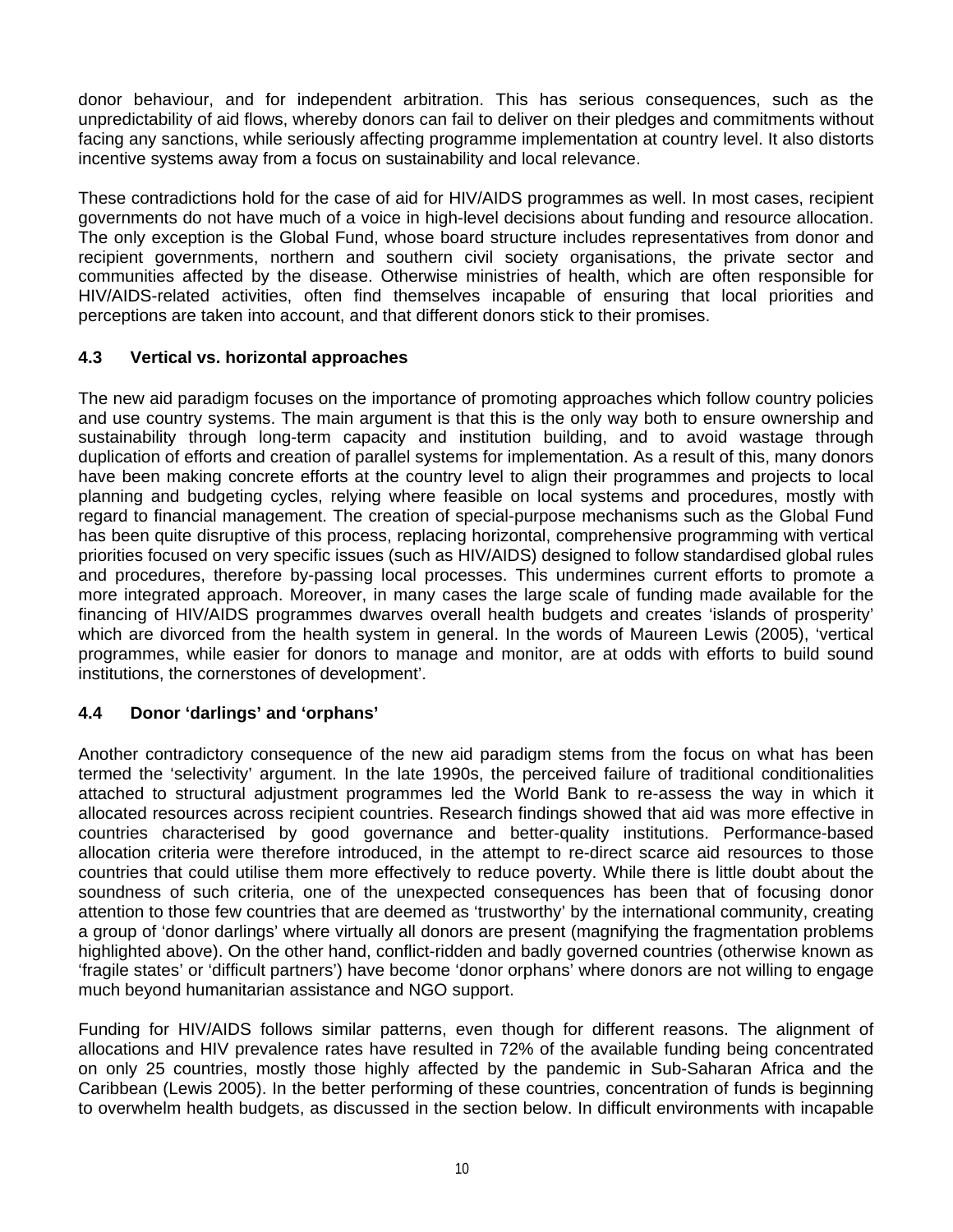donor behaviour, and for independent arbitration. This has serious consequences, such as the unpredictability of aid flows, whereby donors can fail to deliver on their pledges and commitments without facing any sanctions, while seriously affecting programme implementation at country level. It also distorts incentive systems away from a focus on sustainability and local relevance.

These contradictions hold for the case of aid for HIV/AIDS programmes as well. In most cases, recipient governments do not have much of a voice in high-level decisions about funding and resource allocation. The only exception is the Global Fund, whose board structure includes representatives from donor and recipient governments, northern and southern civil society organisations, the private sector and communities affected by the disease. Otherwise ministries of health, which are often responsible for HIV/AIDS-related activities, often find themselves incapable of ensuring that local priorities and perceptions are taken into account, and that different donors stick to their promises.

### 4.3 Vertical vs. horizontal approaches

The new aid paradigm focuses on the importance of promoting approaches which follow country policies and use country systems. The main argument is that this is the only way both to ensure ownership and sustainability through long-term capacity and institution building, and to avoid wastage through duplication of efforts and creation of parallel systems for implementation. As a result of this, many donors have been making concrete efforts at the country level to align their programmes and projects to local planning and budgeting cycles, relying where feasible on local systems and procedures, mostly with regard to financial management. The creation of special-purpose mechanisms such as the Global Fund has been quite disruptive of this process, replacing horizontal, comprehensive programming with vertical priorities focused on very specific issues (such as HIV/AIDS) designed to follow standardised global rules and procedures, therefore by-passing local processes. This undermines current efforts to promote a more integrated approach. Moreover, in many cases the large scale of funding made available for the financing of HIV/AIDS programmes dwarves overall health budgets and creates 'islands of prosperity' which are divorced from the health system in general. In the words of Maureen Lewis (2005), 'vertical programmes, while easier for donors to manage and monitor, are at odds with efforts to build sound institutions, the cornerstones of development'.

### 4.4 Donor 'darlings' and 'orphans'

Another contradictory consequence of the new aid paradigm stems from the focus on what has been termed the 'selectivity' argument. In the late 1990s, the perceived failure of traditional conditionalities attached to structural adjustment programmes led the World Bank to re-assess the way in which it allocated resources across recipient countries. Research findings showed that aid was more effective in countries characterised by good governance and better-quality institutions. Performance-based allocation criteria were therefore introduced, in the attempt to re-direct scarce aid resources to those countries that could utilise them more effectively to reduce poverty. While there is little doubt about the soundness of such criteria, one of the unexpected consequences has been that of focusing donor attention to those few countries that are deemed as 'trustworthy' by the international community, creating a group of 'donor darlings' where virtually all donors are present (magnifying the fragmentation problems highlighted above). On the other hand, conflict-ridden and badly governed countries (otherwise known as 'fragile states' or 'difficult partners') have become 'donor orphans' where donors are not willing to engage much beyond humanitarian assistance and NGO support.

Funding for HIV/AIDS follows similar patterns, even though for different reasons. The alignment of allocations and HIV prevalence rates have resulted in 72% of the available funding being concentrated on only 25 countries, mostly those highly affected by the pandemic in Sub-Saharan Africa and the Caribbean (Lewis 2005). In the better performing of these countries, concentration of funds is beginning to overwhelm health budgets, as discussed in the section below. In difficult environments with incapable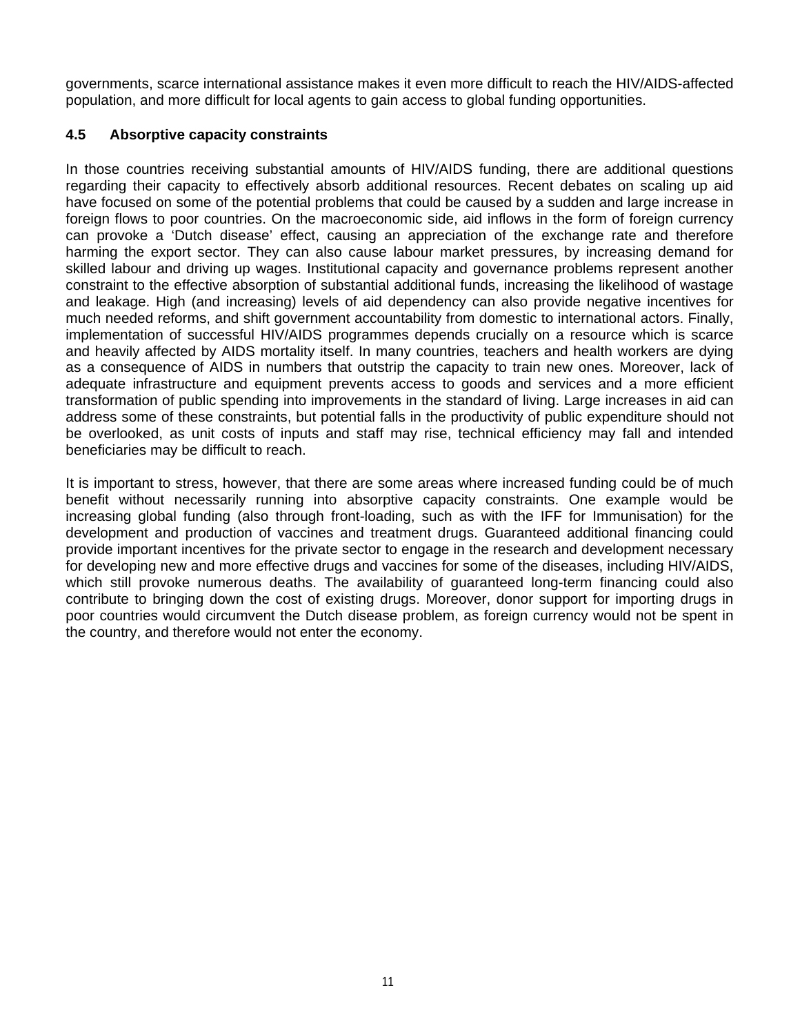governments, scarce international assistance makes it even more difficult to reach the HIV/AIDS-affected population, and more difficult for local agents to gain access to global funding opportunities.

### 4.5 Absorptive capacity constraints

In those countries receiving substantial amounts of HIV/AIDS funding, there are additional questions regarding their capacity to effectively absorb additional resources. Recent debates on scaling up aid have focused on some of the potential problems that could be caused by a sudden and large increase in foreign flows to poor countries. On the macroeconomic side, aid inflows in the form of foreign currency can provoke a 'Dutch disease' effect, causing an appreciation of the exchange rate and therefore harming the export sector. They can also cause labour market pressures, by increasing demand for skilled labour and driving up wages. Institutional capacity and governance problems represent another constraint to the effective absorption of substantial additional funds, increasing the likelihood of wastage and leakage. High (and increasing) levels of aid dependency can also provide negative incentives for much needed reforms, and shift government accountability from domestic to international actors. Finally, implementation of successful HIV/AIDS programmes depends crucially on a resource which is scarce and heavily affected by AIDS mortality itself. In many countries, teachers and health workers are dying as a consequence of AIDS in numbers that outstrip the capacity to train new ones. Moreover, lack of adequate infrastructure and equipment prevents access to goods and services and a more efficient transformation of public spending into improvements in the standard of living. Large increases in aid can address some of these constraints, but potential falls in the productivity of public expenditure should not be overlooked, as unit costs of inputs and staff may rise, technical efficiency may fall and intended beneficiaries may be difficult to reach.

It is important to stress, however, that there are some areas where increased funding could be of much benefit without necessarily running into absorptive capacity constraints. One example would be increasing global funding (also through front-loading, such as with the IFF for Immunisation) for the development and production of vaccines and treatment drugs. Guaranteed additional financing could provide important incentives for the private sector to engage in the research and development necessary for developing new and more effective drugs and vaccines for some of the diseases, including HIV/AIDS, which still provoke numerous deaths. The availability of guaranteed long-term financing could also contribute to bringing down the cost of existing drugs. Moreover, donor support for importing drugs in poor countries would circumvent the Dutch disease problem, as foreign currency would not be spent in the country, and therefore would not enter the economy.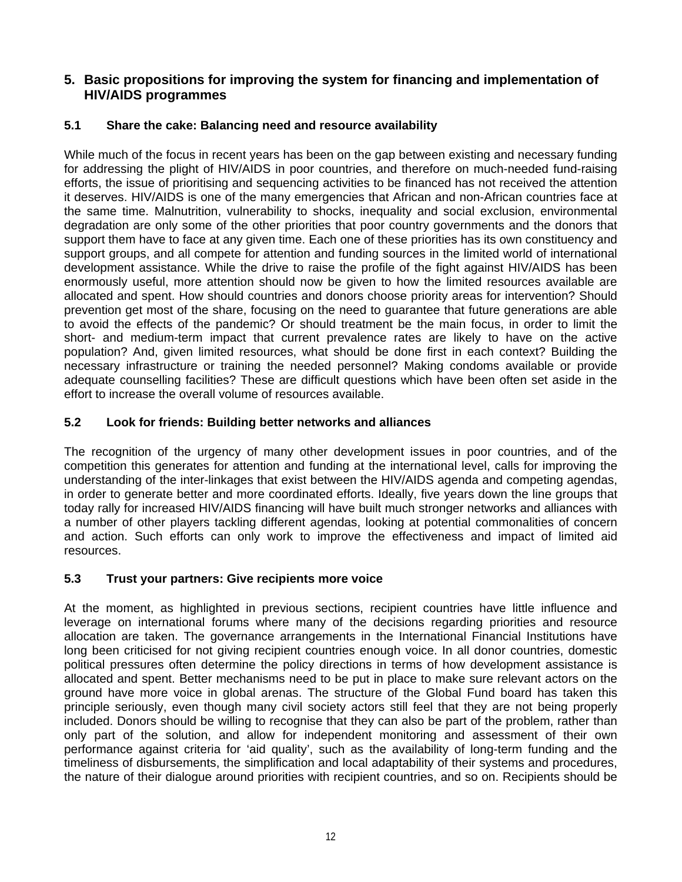## 5. Basic propositions for improving the system for financing and implementation of HIV/AIDS programmes

### 5.1 Share the cake: Balancing need and resource availability

While much of the focus in recent years has been on the gap between existing and necessary funding for addressing the plight of HIV/AIDS in poor countries, and therefore on much-needed fund-raising efforts, the issue of prioritising and sequencing activities to be financed has not received the attention it deserves. HIV/AIDS is one of the many emergencies that African and non-African countries face at the same time. Malnutrition, vulnerability to shocks, inequality and social exclusion, environmental degradation are only some of the other priorities that poor country governments and the donors that support them have to face at any given time. Each one of these priorities has its own constituency and support groups, and all compete for attention and funding sources in the limited world of international development assistance. While the drive to raise the profile of the fight against HIV/AIDS has been enormously useful, more attention should now be given to how the limited resources available are allocated and spent. How should countries and donors choose priority areas for intervention? Should prevention get most of the share, focusing on the need to guarantee that future generations are able to avoid the effects of the pandemic? Or should treatment be the main focus, in order to limit the short- and medium-term impact that current prevalence rates are likely to have on the active population? And, given limited resources, what should be done first in each context? Building the necessary infrastructure or training the needed personnel? Making condoms available or provide adequate counselling facilities? These are difficult questions which have been often set aside in the effort to increase the overall volume of resources available.

### 5.2 Look for friends: Building better networks and alliances

The recognition of the urgency of many other development issues in poor countries, and of the competition this generates for attention and funding at the international level, calls for improving the understanding of the inter-linkages that exist between the HIV/AIDS agenda and competing agendas, in order to generate better and more coordinated efforts. Ideally, five years down the line groups that today rally for increased HIV/AIDS financing will have built much stronger networks and alliances with a number of other players tackling different agendas, looking at potential commonalities of concern and action. Such efforts can only work to improve the effectiveness and impact of limited aid resources.

### 5.3 Trust your partners: Give recipients more voice

At the moment, as highlighted in previous sections, recipient countries have little influence and leverage on international forums where many of the decisions regarding priorities and resource allocation are taken. The governance arrangements in the International Financial Institutions have long been criticised for not giving recipient countries enough voice. In all donor countries, domestic political pressures often determine the policy directions in terms of how development assistance is allocated and spent. Better mechanisms need to be put in place to make sure relevant actors on the ground have more voice in global arenas. The structure of the Global Fund board has taken this principle seriously, even though many civil society actors still feel that they are not being properly included. Donors should be willing to recognise that they can also be part of the problem, rather than only part of the solution, and allow for independent monitoring and assessment of their own performance against criteria for 'aid quality', such as the availability of long-term funding and the timeliness of disbursements, the simplification and local adaptability of their systems and procedures, the nature of their dialogue around priorities with recipient countries, and so on. Recipients should be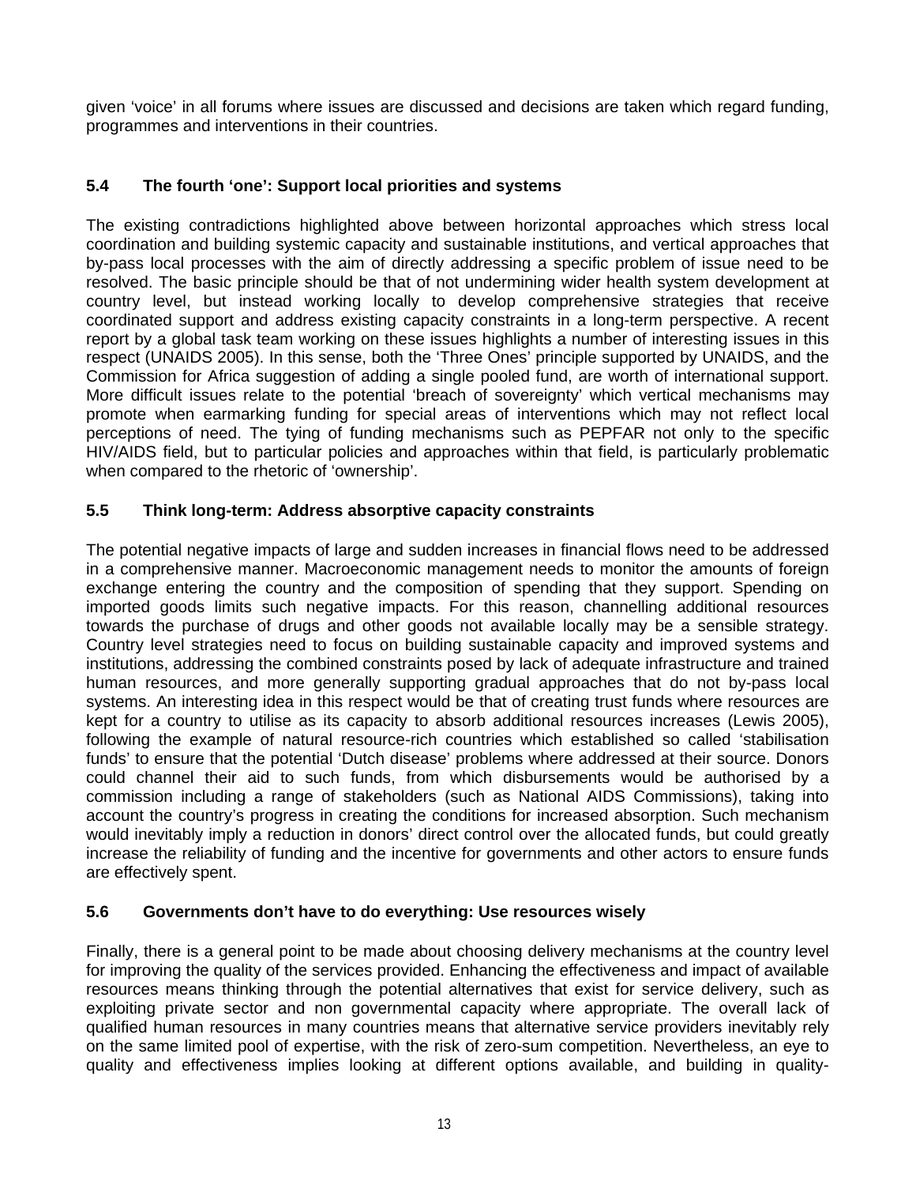given 'voice' in all forums where issues are discussed and decisions are taken which regard funding, programmes and interventions in their countries.

### 5.4 The fourth 'one': Support local priorities and systems

The existing contradictions highlighted above between horizontal approaches which stress local coordination and building systemic capacity and sustainable institutions, and vertical approaches that by-pass local processes with the aim of directly addressing a specific problem of issue need to be resolved. The basic principle should be that of not undermining wider health system development at country level, but instead working locally to develop comprehensive strategies that receive coordinated support and address existing capacity constraints in a long-term perspective. A recent report by a global task team working on these issues highlights a number of interesting issues in this respect (UNAIDS 2005). In this sense, both the 'Three Ones' principle supported by UNAIDS, and the Commission for Africa suggestion of adding a single pooled fund, are worth of international support. More difficult issues relate to the potential 'breach of sovereignty' which vertical mechanisms may promote when earmarking funding for special areas of interventions which may not reflect local perceptions of need. The tying of funding mechanisms such as PEPFAR not only to the specific HIV/AIDS field, but to particular policies and approaches within that field, is particularly problematic when compared to the rhetoric of 'ownership'.

### 5.5 Think long-term: Address absorptive capacity constraints

The potential negative impacts of large and sudden increases in financial flows need to be addressed in a comprehensive manner. Macroeconomic management needs to monitor the amounts of foreign exchange entering the country and the composition of spending that they support. Spending on imported goods limits such negative impacts. For this reason, channelling additional resources towards the purchase of drugs and other goods not available locally may be a sensible strategy. Country level strategies need to focus on building sustainable capacity and improved systems and institutions, addressing the combined constraints posed by lack of adequate infrastructure and trained human resources, and more generally supporting gradual approaches that do not by-pass local systems. An interesting idea in this respect would be that of creating trust funds where resources are kept for a country to utilise as its capacity to absorb additional resources increases (Lewis 2005), following the example of natural resource-rich countries which established so called 'stabilisation funds' to ensure that the potential 'Dutch disease' problems where addressed at their source. Donors could channel their aid to such funds, from which disbursements would be authorised by a commission including a range of stakeholders (such as National AIDS Commissions), taking into account the country's progress in creating the conditions for increased absorption. Such mechanism would inevitably imply a reduction in donors' direct control over the allocated funds, but could greatly increase the reliability of funding and the incentive for governments and other actors to ensure funds are effectively spent.

### 5.6 Governments don't have to do everything: Use resources wisely

Finally, there is a general point to be made about choosing delivery mechanisms at the country level for improving the quality of the services provided. Enhancing the effectiveness and impact of available resources means thinking through the potential alternatives that exist for service delivery, such as exploiting private sector and non governmental capacity where appropriate. The overall lack of qualified human resources in many countries means that alternative service providers inevitably rely on the same limited pool of expertise, with the risk of zero-sum competition. Nevertheless, an eye to quality and effectiveness implies looking at different options available, and building in quality-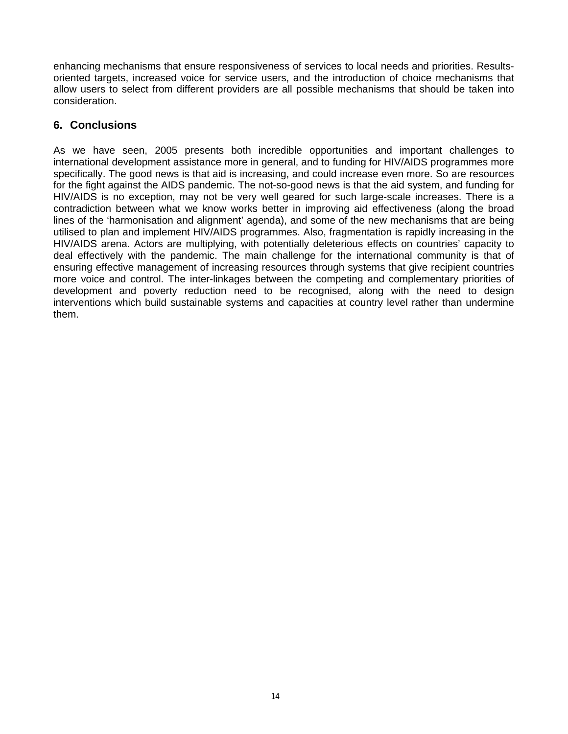enhancing mechanisms that ensure responsiveness of services to local needs and priorities. Results-oriented targets, increased voice for service users, and the introduction of choice mechanisms that allow users to select from different providers are all possible mechanisms that should be taken into consideration.

## 6. Conclusions

As we have seen, 2005 presents both incredible opportunities and important challenges to international development assistance more in general, and to funding for HIV/AIDS programmes more specifically. The good news is that aid is increasing, and could increase even more. So are resources for the fight against the AIDS pandemic. The not-so-good news is that the aid system, and funding for HIV/AIDS is no exception, may not be very well geared for such large-scale increases. There is a contradiction between what we know works better in improving aid effectiveness (along the broad lines of the 'harmonisation and alignment' agenda), and some of the new mechanisms that are being utilised to plan and implement HIV/AIDS programmes. Also, fragmentation is rapidly increasing in the HIV/AIDS arena. Actors are multiplying, with potentially deleterious effects on countries' capacity to deal effectively with the pandemic. The main challenge for the international community is that of ensuring effective management of increasing resources through systems that give recipient countries more voice and control. The inter-linkages between the competing and complementary priorities of development and poverty reduction need to be recognised, along with the need to design interventions which build sustainable systems and capacities at country level rather than undermine them.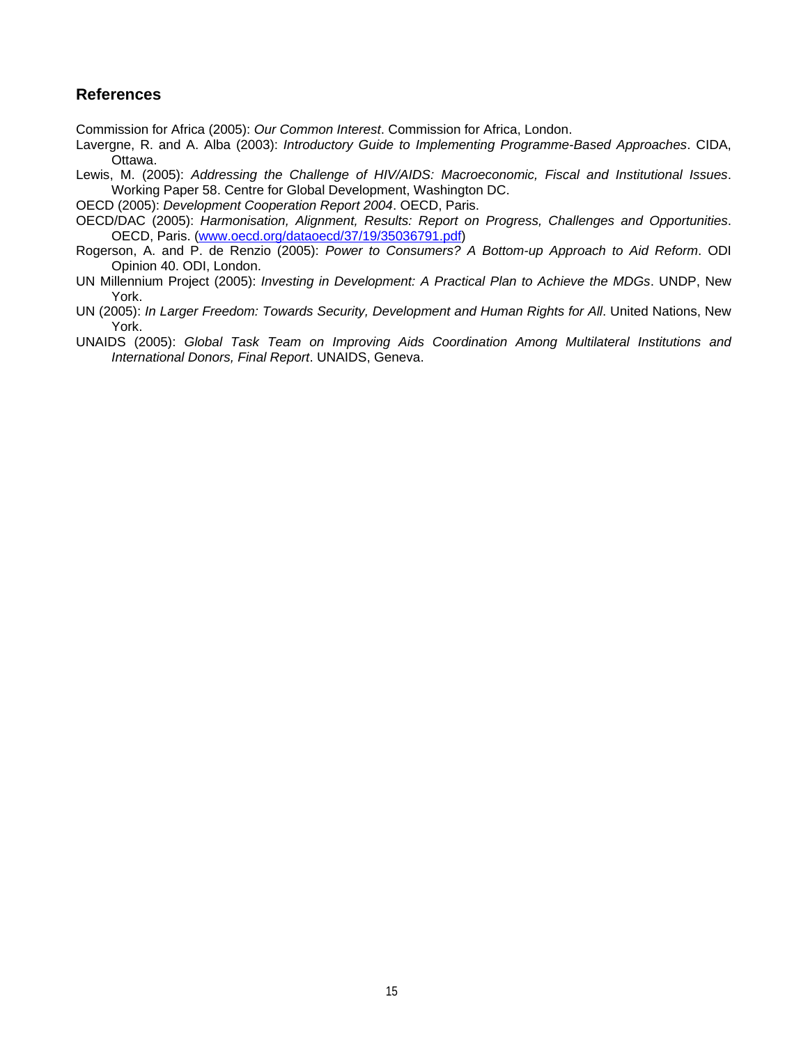## References

Commission for Africa (2005): *Our Common Interest*. Commission for Africa, London.

Lavergne, R. and A. Alba (2003): *Introductory Guide to Implementing Programme-Based Approaches*. CIDA, Ottawa.

Lewis, M. (2005): *Addressing the Challenge of HIV/AIDS: Macroeconomic, Fiscal and Institutional Issues*. Working Paper 58. Centre for Global Development, Washington DC.

OECD (2005): *Development Cooperation Report 2004*. OECD, Paris.

OECD/DAC (2005): *Harmonisation, Alignment, Results: Report on Progress, Challenges and Opportunities*. OECD, Paris. (www.oecd.org/dataoecd/37/19/35036791.pdf)

Rogerson, A. and P. de Renzio (2005): *Power to Consumers? A Bottom-up Approach to Aid Reform*. ODI Opinion 40. ODI, London.

UN Millennium Project (2005): *Investing in Development: A Practical Plan to Achieve the MDGs*. UNDP, New York.

UN (2005): *In Larger Freedom: Towards Security, Development and Human Rights for All*. United Nations, New York.

UNAIDS (2005): *Global Task Team on Improving Aids Coordination Among Multilateral Institutions and International Donors, Final Report*. UNAIDS, Geneva.